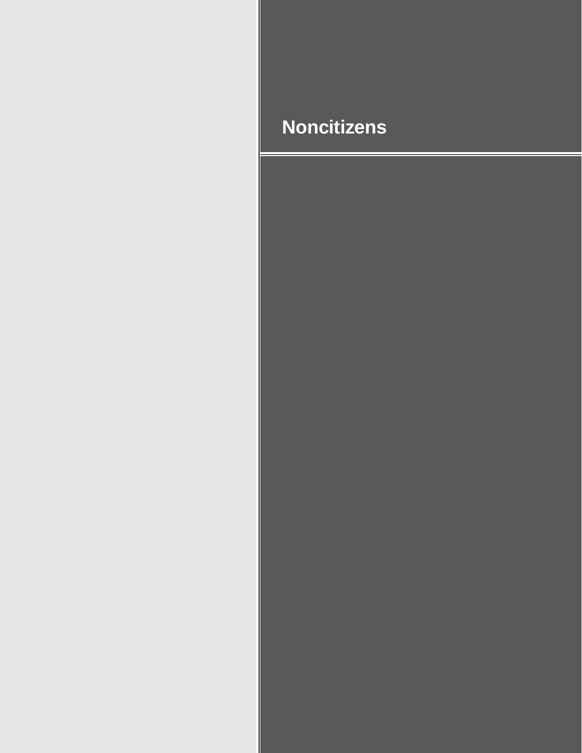# Noncitizens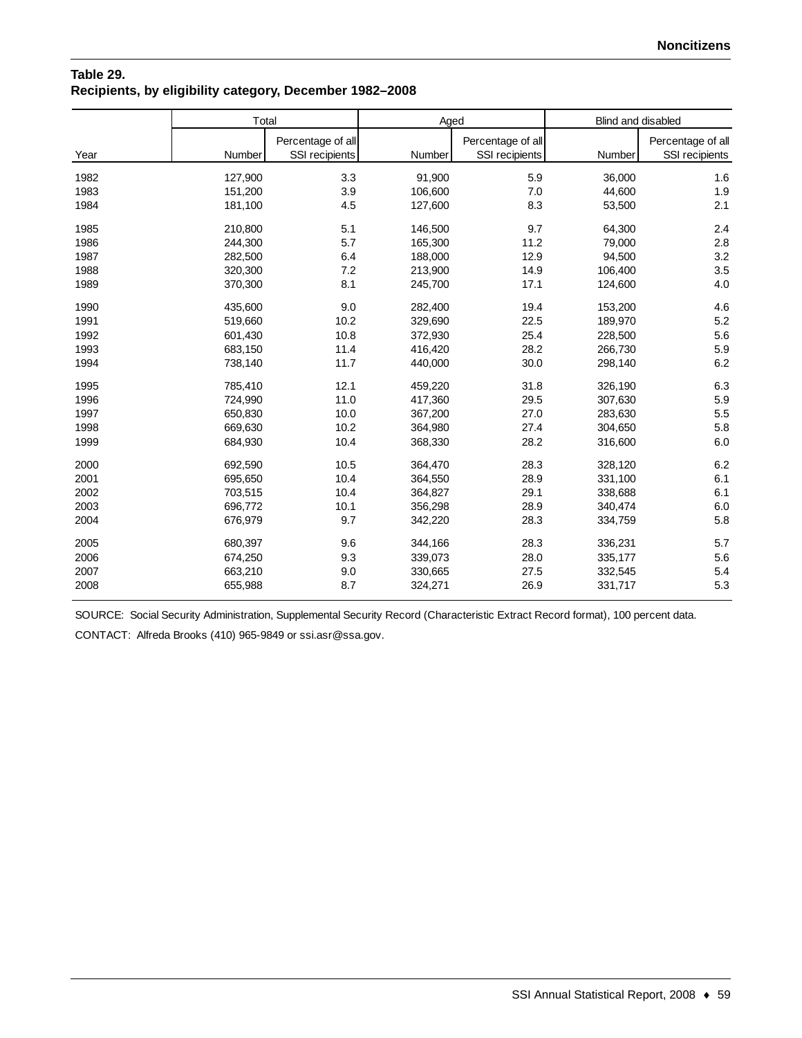**Table 29.**
**Recipients, by eligibility category, December 1982–2008**

| Year | Total | | Aged | | Blind and disabled | |
|---|---|---|---|---|---|---|
| | Number | Percentage of all SSI recipients | Number | Percentage of all SSI recipients | Number | Percentage of all SSI recipients |
| 1982 | 127,900 | 3.3 | 91,900 | 5.9 | 36,000 | 1.6 |
| 1983 | 151,200 | 3.9 | 106,600 | 7.0 | 44,600 | 1.9 |
| 1984 | 181,100 | 4.5 | 127,600 | 8.3 | 53,500 | 2.1 |
| 1985 | 210,800 | 5.1 | 146,500 | 9.7 | 64,300 | 2.4 |
| 1986 | 244,300 | 5.7 | 165,300 | 11.2 | 79,000 | 2.8 |
| 1987 | 282,500 | 6.4 | 188,000 | 12.9 | 94,500 | 3.2 |
| 1988 | 320,300 | 7.2 | 213,900 | 14.9 | 106,400 | 3.5 |
| 1989 | 370,300 | 8.1 | 245,700 | 17.1 | 124,600 | 4.0 |
| 1990 | 435,600 | 9.0 | 282,400 | 19.4 | 153,200 | 4.6 |
| 1991 | 519,660 | 10.2 | 329,690 | 22.5 | 189,970 | 5.2 |
| 1992 | 601,430 | 10.8 | 372,930 | 25.4 | 228,500 | 5.6 |
| 1993 | 683,150 | 11.4 | 416,420 | 28.2 | 266,730 | 5.9 |
| 1994 | 738,140 | 11.7 | 440,000 | 30.0 | 298,140 | 6.2 |
| 1995 | 785,410 | 12.1 | 459,220 | 31.8 | 326,190 | 6.3 |
| 1996 | 724,990 | 11.0 | 417,360 | 29.5 | 307,630 | 5.9 |
| 1997 | 650,830 | 10.0 | 367,200 | 27.0 | 283,630 | 5.5 |
| 1998 | 669,630 | 10.2 | 364,980 | 27.4 | 304,650 | 5.8 |
| 1999 | 684,930 | 10.4 | 368,330 | 28.2 | 316,600 | 6.0 |
| 2000 | 692,590 | 10.5 | 364,470 | 28.3 | 328,120 | 6.2 |
| 2001 | 695,650 | 10.4 | 364,550 | 28.9 | 331,100 | 6.1 |
| 2002 | 703,515 | 10.4 | 364,827 | 29.1 | 338,688 | 6.1 |
| 2003 | 696,772 | 10.1 | 356,298 | 28.9 | 340,474 | 6.0 |
| 2004 | 676,979 | 9.7 | 342,220 | 28.3 | 334,759 | 5.8 |
| 2005 | 680,397 | 9.6 | 344,166 | 28.3 | 336,231 | 5.7 |
| 2006 | 674,250 | 9.3 | 339,073 | 28.0 | 335,177 | 5.6 |
| 2007 | 663,210 | 9.0 | 330,665 | 27.5 | 332,545 | 5.4 |
| 2008 | 655,988 | 8.7 | 324,271 | 26.9 | 331,717 | 5.3 |

SOURCE: Social Security Administration, Supplemental Security Record (Characteristic Extract Record format), 100 percent data.

CONTACT: Alfreda Brooks (410) 965-9849 or ssi.asr@ssa.gov.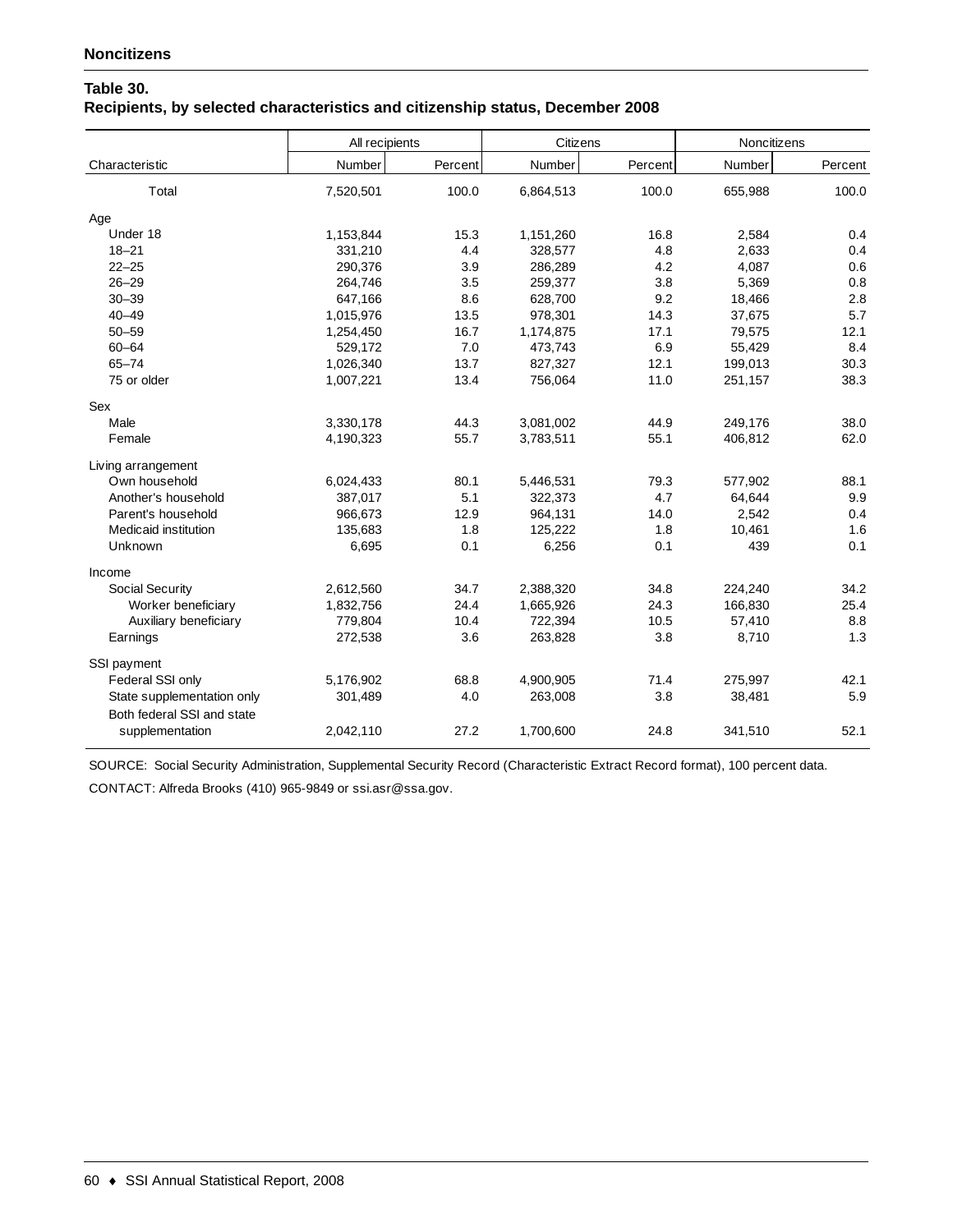**Noncitizens**

### Table 30.
### Recipients, by selected characteristics and citizenship status, December 2008

| Characteristic | All recipients | | Citizens | | Noncitizens | |
|---|---|---|---|---|---|---|
| | Number | Percent | Number | Percent | Number | Percent |
| Total | 7,520,501 | 100.0 | 6,864,513 | 100.0 | 655,988 | 100.0 |
| Age | | | | | | |
| Under 18 | 1,153,844 | 15.3 | 1,151,260 | 16.8 | 2,584 | 0.4 |
| 18–21 | 331,210 | 4.4 | 328,577 | 4.8 | 2,633 | 0.4 |
| 22–25 | 290,376 | 3.9 | 286,289 | 4.2 | 4,087 | 0.6 |
| 26–29 | 264,746 | 3.5 | 259,377 | 3.8 | 5,369 | 0.8 |
| 30–39 | 647,166 | 8.6 | 628,700 | 9.2 | 18,466 | 2.8 |
| 40–49 | 1,015,976 | 13.5 | 978,301 | 14.3 | 37,675 | 5.7 |
| 50–59 | 1,254,450 | 16.7 | 1,174,875 | 17.1 | 79,575 | 12.1 |
| 60–64 | 529,172 | 7.0 | 473,743 | 6.9 | 55,429 | 8.4 |
| 65–74 | 1,026,340 | 13.7 | 827,327 | 12.1 | 199,013 | 30.3 |
| 75 or older | 1,007,221 | 13.4 | 756,064 | 11.0 | 251,157 | 38.3 |
| Sex | | | | | | |
| Male | 3,330,178 | 44.3 | 3,081,002 | 44.9 | 249,176 | 38.0 |
| Female | 4,190,323 | 55.7 | 3,783,511 | 55.1 | 406,812 | 62.0 |
| Living arrangement | | | | | | |
| Own household | 6,024,433 | 80.1 | 5,446,531 | 79.3 | 577,902 | 88.1 |
| Another's household | 387,017 | 5.1 | 322,373 | 4.7 | 64,644 | 9.9 |
| Parent's household | 966,673 | 12.9 | 964,131 | 14.0 | 2,542 | 0.4 |
| Medicaid institution | 135,683 | 1.8 | 125,222 | 1.8 | 10,461 | 1.6 |
| Unknown | 6,695 | 0.1 | 6,256 | 0.1 | 439 | 0.1 |
| Income | | | | | | |
| Social Security | 2,612,560 | 34.7 | 2,388,320 | 34.8 | 224,240 | 34.2 |
| Worker beneficiary | 1,832,756 | 24.4 | 1,665,926 | 24.3 | 166,830 | 25.4 |
| Auxiliary beneficiary | 779,804 | 10.4 | 722,394 | 10.5 | 57,410 | 8.8 |
| Earnings | 272,538 | 3.6 | 263,828 | 3.8 | 8,710 | 1.3 |
| SSI payment | | | | | | |
| Federal SSI only | 5,176,902 | 68.8 | 4,900,905 | 71.4 | 275,997 | 42.1 |
| State supplementation only | 301,489 | 4.0 | 263,008 | 3.8 | 38,481 | 5.9 |
| Both federal SSI and state supplementation | 2,042,110 | 27.2 | 1,700,600 | 24.8 | 341,510 | 52.1 |

SOURCE: Social Security Administration, Supplemental Security Record (Characteristic Extract Record format), 100 percent data.

CONTACT: Alfreda Brooks (410) 965-9849 or ssi.asr@ssa.gov.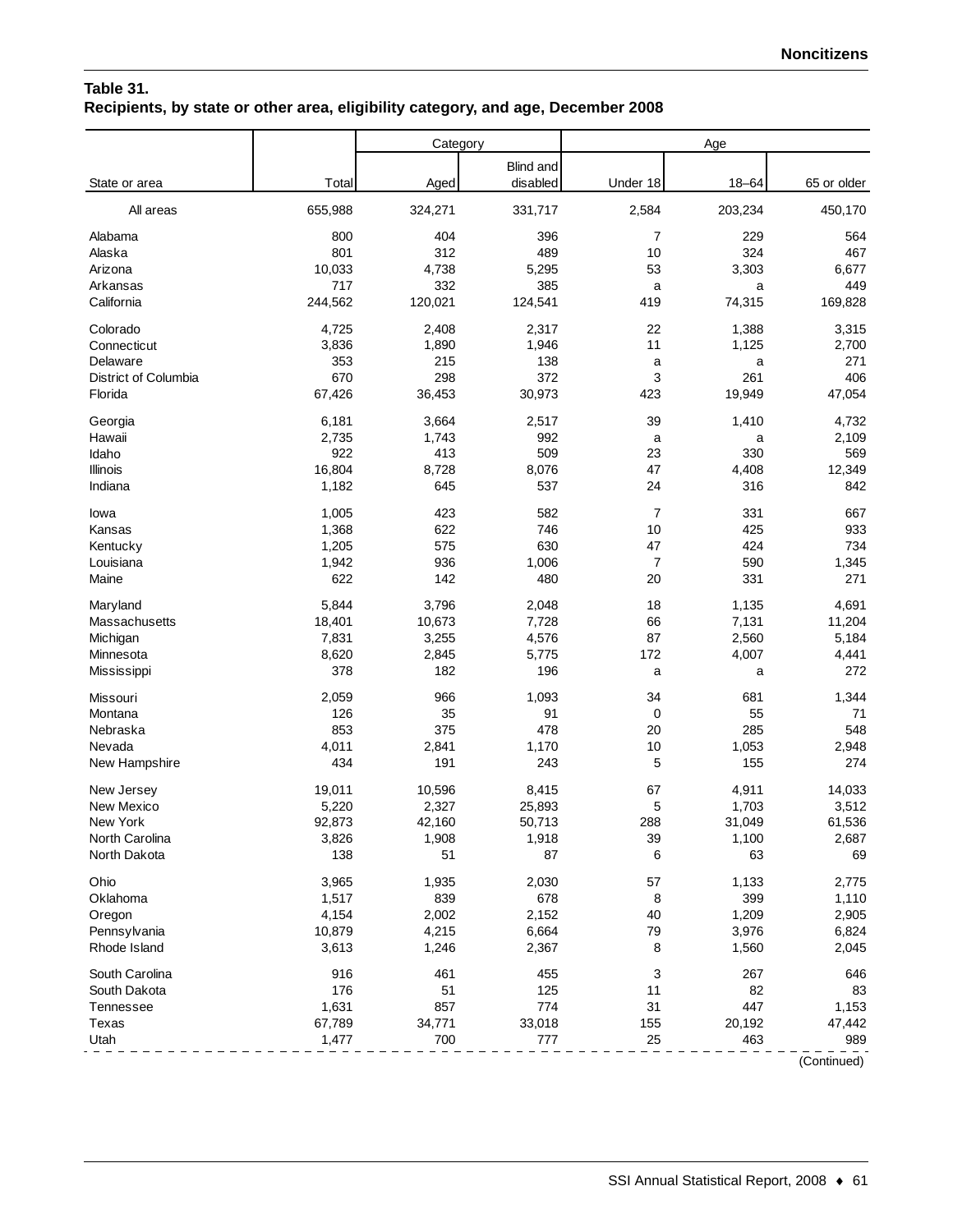## Table 31.
## Recipients, by state or other area, eligibility category, and age, December 2008

| State or area | Total | Category | | Age | | |
|---|---|---|---|---|---|---|
| | | Aged | Blind and disabled | Under 18 | 18–64 | 65 or older |
| All areas | 655,988 | 324,271 | 331,717 | 2,584 | 203,234 | 450,170 |
| Alabama | 800 | 404 | 396 | 7 | 229 | 564 |
| Alaska | 801 | 312 | 489 | 10 | 324 | 467 |
| Arizona | 10,033 | 4,738 | 5,295 | 53 | 3,303 | 6,677 |
| Arkansas | 717 | 332 | 385 | a | a | 449 |
| California | 244,562 | 120,021 | 124,541 | 419 | 74,315 | 169,828 |
| Colorado | 4,725 | 2,408 | 2,317 | 22 | 1,388 | 3,315 |
| Connecticut | 3,836 | 1,890 | 1,946 | 11 | 1,125 | 2,700 |
| Delaware | 353 | 215 | 138 | a | a | 271 |
| District of Columbia | 670 | 298 | 372 | 3 | 261 | 406 |
| Florida | 67,426 | 36,453 | 30,973 | 423 | 19,949 | 47,054 |
| Georgia | 6,181 | 3,664 | 2,517 | 39 | 1,410 | 4,732 |
| Hawaii | 2,735 | 1,743 | 992 | a | a | 2,109 |
| Idaho | 922 | 413 | 509 | 23 | 330 | 569 |
| Illinois | 16,804 | 8,728 | 8,076 | 47 | 4,408 | 12,349 |
| Indiana | 1,182 | 645 | 537 | 24 | 316 | 842 |
| Iowa | 1,005 | 423 | 582 | 7 | 331 | 667 |
| Kansas | 1,368 | 622 | 746 | 10 | 425 | 933 |
| Kentucky | 1,205 | 575 | 630 | 47 | 424 | 734 |
| Louisiana | 1,942 | 936 | 1,006 | 7 | 590 | 1,345 |
| Maine | 622 | 142 | 480 | 20 | 331 | 271 |
| Maryland | 5,844 | 3,796 | 2,048 | 18 | 1,135 | 4,691 |
| Massachusetts | 18,401 | 10,673 | 7,728 | 66 | 7,131 | 11,204 |
| Michigan | 7,831 | 3,255 | 4,576 | 87 | 2,560 | 5,184 |
| Minnesota | 8,620 | 2,845 | 5,775 | 172 | 4,007 | 4,441 |
| Mississippi | 378 | 182 | 196 | a | a | 272 |
| Missouri | 2,059 | 966 | 1,093 | 34 | 681 | 1,344 |
| Montana | 126 | 35 | 91 | 0 | 55 | 71 |
| Nebraska | 853 | 375 | 478 | 20 | 285 | 548 |
| Nevada | 4,011 | 2,841 | 1,170 | 10 | 1,053 | 2,948 |
| New Hampshire | 434 | 191 | 243 | 5 | 155 | 274 |
| New Jersey | 19,011 | 10,596 | 8,415 | 67 | 4,911 | 14,033 |
| New Mexico | 5,220 | 2,327 | 25,893 | 5 | 1,703 | 3,512 |
| New York | 92,873 | 42,160 | 50,713 | 288 | 31,049 | 61,536 |
| North Carolina | 3,826 | 1,908 | 1,918 | 39 | 1,100 | 2,687 |
| North Dakota | 138 | 51 | 87 | 6 | 63 | 69 |
| Ohio | 3,965 | 1,935 | 2,030 | 57 | 1,133 | 2,775 |
| Oklahoma | 1,517 | 839 | 678 | 8 | 399 | 1,110 |
| Oregon | 4,154 | 2,002 | 2,152 | 40 | 1,209 | 2,905 |
| Pennsylvania | 10,879 | 4,215 | 6,664 | 79 | 3,976 | 6,824 |
| Rhode Island | 3,613 | 1,246 | 2,367 | 8 | 1,560 | 2,045 |
| South Carolina | 916 | 461 | 455 | 3 | 267 | 646 |
| South Dakota | 176 | 51 | 125 | 11 | 82 | 83 |
| Tennessee | 1,631 | 857 | 774 | 31 | 447 | 1,153 |
| Texas | 67,789 | 34,771 | 33,018 | 155 | 20,192 | 47,442 |
| Utah | 1,477 | 700 | 777 | 25 | 463 | 989 |

(Continued)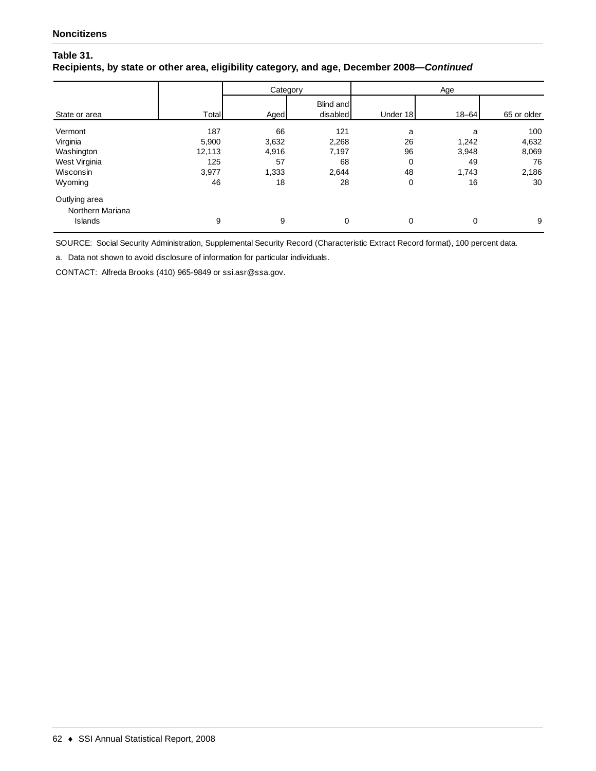**Noncitizens**

**Table 31.**
**Recipients, by state or other area, eligibility category, and age, December 2008—*Continued***

| State or area | Total | Category | | Age | | |
|---|---|---|---|---|---|---|
| | | Aged | Blind and disabled | Under 18 | 18–64 | 65 or older |
| Vermont | 187 | 66 | 121 | a | a | 100 |
| Virginia | 5,900 | 3,632 | 2,268 | 26 | 1,242 | 4,632 |
| Washington | 12,113 | 4,916 | 7,197 | 96 | 3,948 | 8,069 |
| West Virginia | 125 | 57 | 68 | 0 | 49 | 76 |
| Wisconsin | 3,977 | 1,333 | 2,644 | 48 | 1,743 | 2,186 |
| Wyoming | 46 | 18 | 28 | 0 | 16 | 30 |
| Outlying area | | | | | | |
| Northern Mariana Islands | 9 | 9 | 0 | 0 | 0 | 9 |

SOURCE: Social Security Administration, Supplemental Security Record (Characteristic Extract Record format), 100 percent data.

a. Data not shown to avoid disclosure of information for particular individuals.

CONTACT: Alfreda Brooks (410) 965-9849 or ssi.asr@ssa.gov.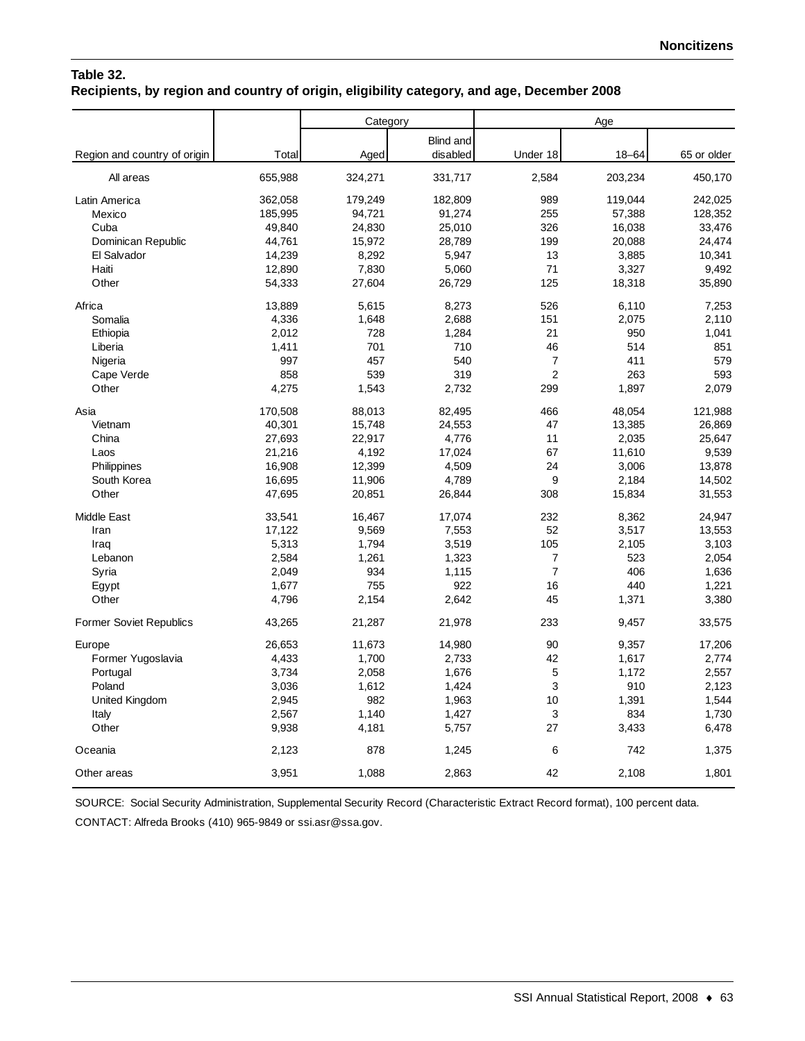## Table 32.
## Recipients, by region and country of origin, eligibility category, and age, December 2008

| Region and country of origin | Total | Category | | Age | | |
|---|---|---|---|---|---|---|
| | | Aged | Blind and disabled | Under 18 | 18–64 | 65 or older |
| All areas | 655,988 | 324,271 | 331,717 | 2,584 | 203,234 | 450,170 |
| Latin America | 362,058 | 179,249 | 182,809 | 989 | 119,044 | 242,025 |
| Mexico | 185,995 | 94,721 | 91,274 | 255 | 57,388 | 128,352 |
| Cuba | 49,840 | 24,830 | 25,010 | 326 | 16,038 | 33,476 |
| Dominican Republic | 44,761 | 15,972 | 28,789 | 199 | 20,088 | 24,474 |
| El Salvador | 14,239 | 8,292 | 5,947 | 13 | 3,885 | 10,341 |
| Haiti | 12,890 | 7,830 | 5,060 | 71 | 3,327 | 9,492 |
| Other | 54,333 | 27,604 | 26,729 | 125 | 18,318 | 35,890 |
| Africa | 13,889 | 5,615 | 8,273 | 526 | 6,110 | 7,253 |
| Somalia | 4,336 | 1,648 | 2,688 | 151 | 2,075 | 2,110 |
| Ethiopia | 2,012 | 728 | 1,284 | 21 | 950 | 1,041 |
| Liberia | 1,411 | 701 | 710 | 46 | 514 | 851 |
| Nigeria | 997 | 457 | 540 | 7 | 411 | 579 |
| Cape Verde | 858 | 539 | 319 | 2 | 263 | 593 |
| Other | 4,275 | 1,543 | 2,732 | 299 | 1,897 | 2,079 |
| Asia | 170,508 | 88,013 | 82,495 | 466 | 48,054 | 121,988 |
| Vietnam | 40,301 | 15,748 | 24,553 | 47 | 13,385 | 26,869 |
| China | 27,693 | 22,917 | 4,776 | 11 | 2,035 | 25,647 |
| Laos | 21,216 | 4,192 | 17,024 | 67 | 11,610 | 9,539 |
| Philippines | 16,908 | 12,399 | 4,509 | 24 | 3,006 | 13,878 |
| South Korea | 16,695 | 11,906 | 4,789 | 9 | 2,184 | 14,502 |
| Other | 47,695 | 20,851 | 26,844 | 308 | 15,834 | 31,553 |
| Middle East | 33,541 | 16,467 | 17,074 | 232 | 8,362 | 24,947 |
| Iran | 17,122 | 9,569 | 7,553 | 52 | 3,517 | 13,553 |
| Iraq | 5,313 | 1,794 | 3,519 | 105 | 2,105 | 3,103 |
| Lebanon | 2,584 | 1,261 | 1,323 | 7 | 523 | 2,054 |
| Syria | 2,049 | 934 | 1,115 | 7 | 406 | 1,636 |
| Egypt | 1,677 | 755 | 922 | 16 | 440 | 1,221 |
| Other | 4,796 | 2,154 | 2,642 | 45 | 1,371 | 3,380 |
| Former Soviet Republics | 43,265 | 21,287 | 21,978 | 233 | 9,457 | 33,575 |
| Europe | 26,653 | 11,673 | 14,980 | 90 | 9,357 | 17,206 |
| Former Yugoslavia | 4,433 | 1,700 | 2,733 | 42 | 1,617 | 2,774 |
| Portugal | 3,734 | 2,058 | 1,676 | 5 | 1,172 | 2,557 |
| Poland | 3,036 | 1,612 | 1,424 | 3 | 910 | 2,123 |
| United Kingdom | 2,945 | 982 | 1,963 | 10 | 1,391 | 1,544 |
| Italy | 2,567 | 1,140 | 1,427 | 3 | 834 | 1,730 |
| Other | 9,938 | 4,181 | 5,757 | 27 | 3,433 | 6,478 |
| Oceania | 2,123 | 878 | 1,245 | 6 | 742 | 1,375 |
| Other areas | 3,951 | 1,088 | 2,863 | 42 | 2,108 | 1,801 |

SOURCE: Social Security Administration, Supplemental Security Record (Characteristic Extract Record format), 100 percent data.

CONTACT: Alfreda Brooks (410) 965-9849 or ssi.asr@ssa.gov.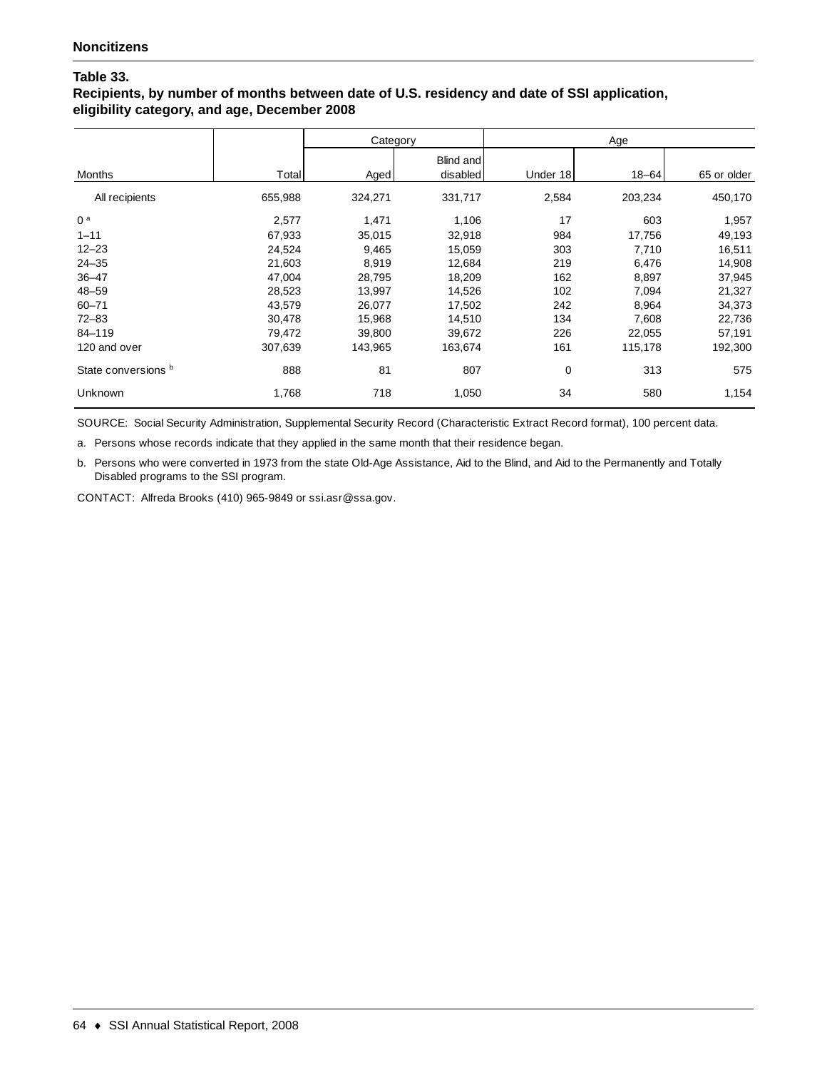**Noncitizens**

**Table 33.**
**Recipients, by number of months between date of U.S. residency and date of SSI application, eligibility category, and age, December 2008**

| Months | Total | Category | | Age | | |
|---|---|---|---|---|---|---|
| | | Aged | Blind and disabled | Under 18 | 18–64 | 65 or older |
| All recipients | 655,988 | 324,271 | 331,717 | 2,584 | 203,234 | 450,170 |
| 0 [a] | 2,577 | 1,471 | 1,106 | 17 | 603 | 1,957 |
| 1–11 | 67,933 | 35,015 | 32,918 | 984 | 17,756 | 49,193 |
| 12–23 | 24,524 | 9,465 | 15,059 | 303 | 7,710 | 16,511 |
| 24–35 | 21,603 | 8,919 | 12,684 | 219 | 6,476 | 14,908 |
| 36–47 | 47,004 | 28,795 | 18,209 | 162 | 8,897 | 37,945 |
| 48–59 | 28,523 | 13,997 | 14,526 | 102 | 7,094 | 21,327 |
| 60–71 | 43,579 | 26,077 | 17,502 | 242 | 8,964 | 34,373 |
| 72–83 | 30,478 | 15,968 | 14,510 | 134 | 7,608 | 22,736 |
| 84–119 | 79,472 | 39,800 | 39,672 | 226 | 22,055 | 57,191 |
| 120 and over | 307,639 | 143,965 | 163,674 | 161 | 115,178 | 192,300 |
| State conversions [b] | 888 | 81 | 807 | 0 | 313 | 575 |
| Unknown | 1,768 | 718 | 1,050 | 34 | 580 | 1,154 |

SOURCE: Social Security Administration, Supplemental Security Record (Characteristic Extract Record format), 100 percent data.

a. Persons whose records indicate that they applied in the same month that their residence began.

b. Persons who were converted in 1973 from the state Old-Age Assistance, Aid to the Blind, and Aid to the Permanently and Totally Disabled programs to the SSI program.

CONTACT: Alfreda Brooks (410) 965-9849 or ssi.asr@ssa.gov.